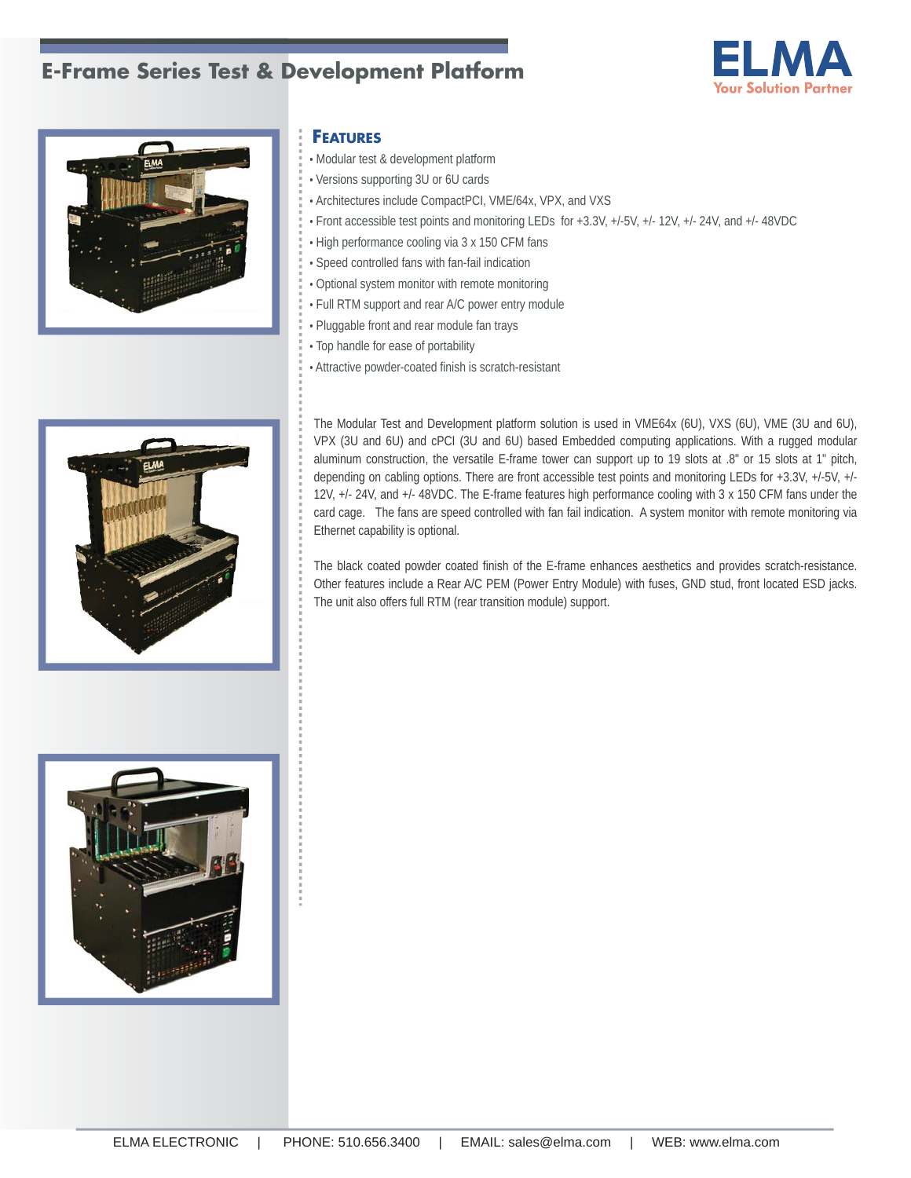# E-Frame Series Test & Development Platform

ELMA
Your Solution Partner

## Features

- Modular test & development platform
- Versions supporting 3U or 6U cards
- Architectures include CompactPCI, VME/64x, VPX, and VXS
- Front accessible test points and monitoring LEDs for +3.3V, +/-5V, +/- 12V, +/- 24V, and +/- 48VDC
- High performance cooling via 3 x 150 CFM fans
- Speed controlled fans with fan-fail indication
- Optional system monitor with remote monitoring
- Full RTM support and rear A/C power entry module
- Pluggable front and rear module fan trays
- Top handle for ease of portability
- Attractive powder-coated finish is scratch-resistant

The Modular Test and Development platform solution is used in VME64x (6U), VXS (6U), VME (3U and 6U), VPX (3U and 6U) and cPCI (3U and 6U) based Embedded computing applications. With a rugged modular aluminum construction, the versatile E-frame tower can support up to 19 slots at .8" or 15 slots at 1" pitch, depending on cabling options. There are front accessible test points and monitoring LEDs for +3.3V, +/-5V, +/- 12V, +/- 24V, and +/- 48VDC. The E-frame features high performance cooling with 3 x 150 CFM fans under the card cage. The fans are speed controlled with fan fail indication. A system monitor with remote monitoring via Ethernet capability is optional.

The black coated powder coated finish of the E-frame enhances aesthetics and provides scratch-resistance. Other features include a Rear A/C PEM (Power Entry Module) with fuses, GND stud, front located ESD jacks. The unit also offers full RTM (rear transition module) support.

ELMA ELECTRONIC | PHONE: 510.656.3400 | EMAIL: sales@elma.com | WEB: www.elma.com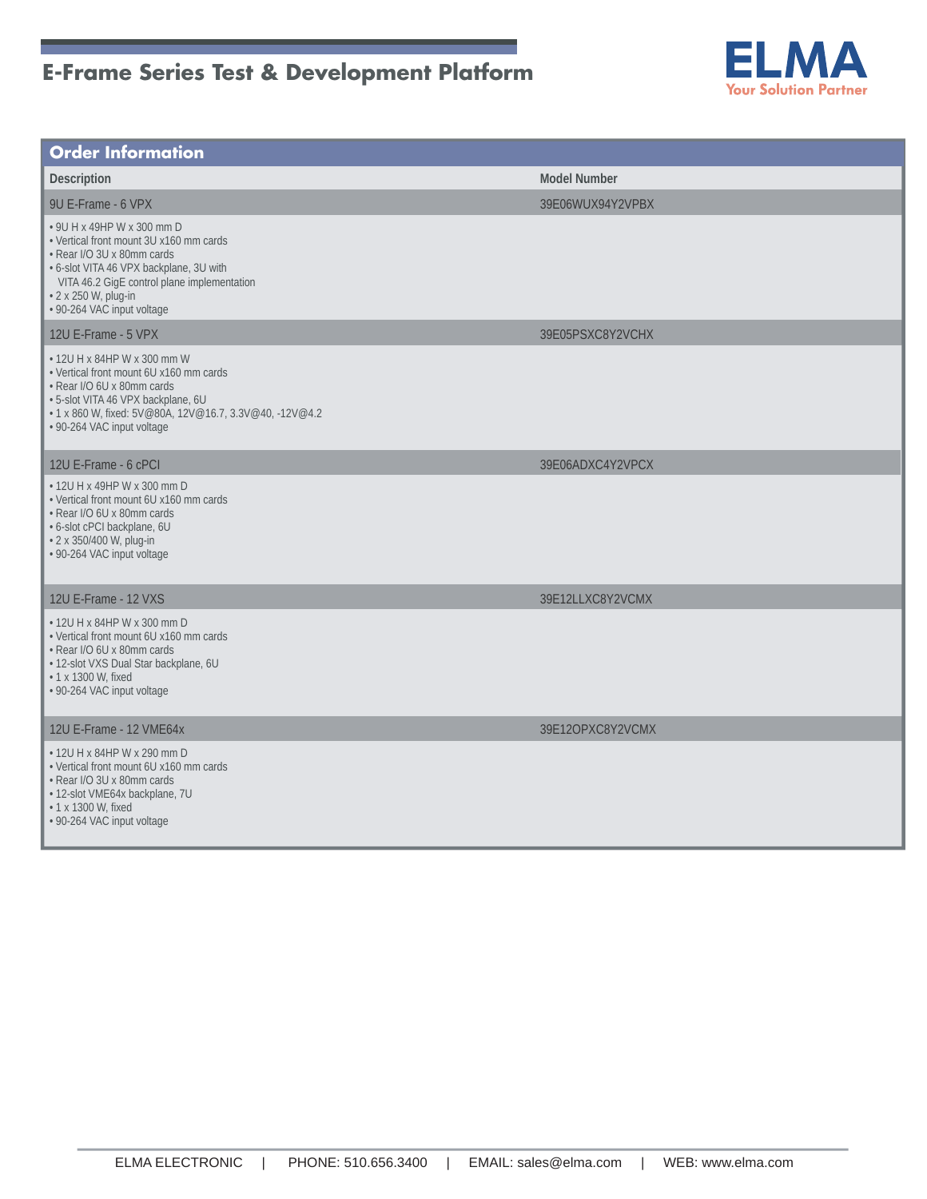# E-Frame Series Test & Development Platform

ELMA
Your Solution Partner

## Order Information

| Description | Model Number |
|---|---|
| 9U E-Frame - 6 VPX | 39E06WUX94Y2VPBX |
| • 9U H x 49HP W x 300 mm D<br>• Vertical front mount 3U x160 mm cards<br>• Rear I/O 3U x 80mm cards<br>• 6-slot VITA 46 VPX backplane, 3U with VITA 46.2 GigE control plane implementation<br>• 2 x 250 W, plug-in<br>• 90-264 VAC input voltage | |
| 12U E-Frame - 5 VPX | 39E05PSXC8Y2VCHX |
| • 12U H x 84HP W x 300 mm W<br>• Vertical front mount 6U x160 mm cards<br>• Rear I/O 6U x 80mm cards<br>• 5-slot VITA 46 VPX backplane, 6U<br>• 1 x 860 W, fixed: 5V@80A, 12V@16.7, 3.3V@40, -12V@4.2<br>• 90-264 VAC input voltage | |
| 12U E-Frame - 6 cPCI | 39E06ADXC4Y2VPCX |
| • 12U H x 49HP W x 300 mm D<br>• Vertical front mount 6U x160 mm cards<br>• Rear I/O 6U x 80mm cards<br>• 6-slot cPCI backplane, 6U<br>• 2 x 350/400 W, plug-in<br>• 90-264 VAC input voltage | |
| 12U E-Frame - 12 VXS | 39E12LLXC8Y2VCMX |
| • 12U H x 84HP W x 300 mm D<br>• Vertical front mount 6U x160 mm cards<br>• Rear I/O 6U x 80mm cards<br>• 12-slot VXS Dual Star backplane, 6U<br>• 1 x 1300 W, fixed<br>• 90-264 VAC input voltage | |
| 12U E-Frame - 12 VME64x | 39E12OPXC8Y2VCMX |
| • 12U H x 84HP W x 290 mm D<br>• Vertical front mount 6U x160 mm cards<br>• Rear I/O 3U x 80mm cards<br>• 12-slot VME64x backplane, 7U<br>• 1 x 1300 W, fixed<br>• 90-264 VAC input voltage | |

ELMA ELECTRONIC | PHONE: 510.656.3400 | EMAIL: sales@elma.com | WEB: www.elma.com